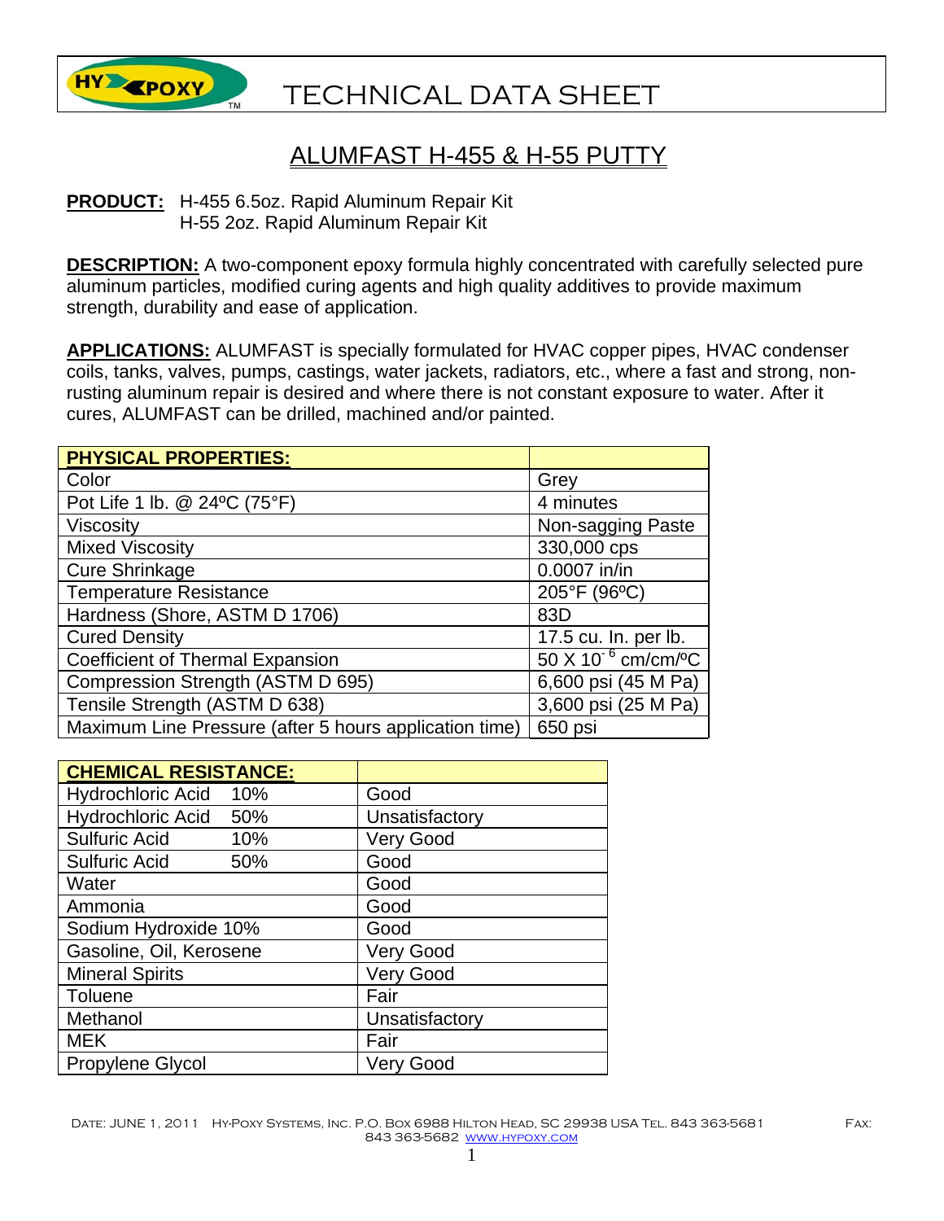# TECHNICAL DATA SHEET

## ALUMFAST H-455 & H-55 PUTTY

**PRODUCT:** H-455 6.5oz. Rapid Aluminum Repair Kit
H-55 2oz. Rapid Aluminum Repair Kit

**DESCRIPTION:** A two-component epoxy formula highly concentrated with carefully selected pure aluminum particles, modified curing agents and high quality additives to provide maximum strength, durability and ease of application.

**APPLICATIONS:** ALUMFAST is specially formulated for HVAC copper pipes, HVAC condenser coils, tanks, valves, pumps, castings, water jackets, radiators, etc., where a fast and strong, non-rusting aluminum repair is desired and where there is not constant exposure to water. After it cures, ALUMFAST can be drilled, machined and/or painted.

| **PHYSICAL PROPERTIES:** | |
|---|---|
| Color | Grey |
| Pot Life 1 lb. @ 24ºC (75°F) | 4 minutes |
| Viscosity | Non-sagging Paste |
| Mixed Viscosity | 330,000 cps |
| Cure Shrinkage | 0.0007 in/in |
| Temperature Resistance | 205°F (96ºC) |
| Hardness (Shore, ASTM D 1706) | 83D |
| Cured Density | 17.5 cu. In. per lb. |
| Coefficient of Thermal Expansion | $50 \times 10^{-6}$ cm/cm/ºC |
| Compression Strength (ASTM D 695) | 6,600 psi (45 M Pa) |
| Tensile Strength (ASTM D 638) | 3,600 psi (25 M Pa) |
| Maximum Line Pressure (after 5 hours application time) | 650 psi |

| **CHEMICAL RESISTANCE:** | |
|---|---|
| Hydrochloric Acid 10% | Good |
| Hydrochloric Acid 50% | Unsatisfactory |
| Sulfuric Acid 10% | Very Good |
| Sulfuric Acid 50% | Good |
| Water | Good |
| Ammonia | Good |
| Sodium Hydroxide 10% | Good |
| Gasoline, Oil, Kerosene | Very Good |
| Mineral Spirits | Very Good |
| Toluene | Fair |
| Methanol | Unsatisfactory |
| MEK | Fair |
| Propylene Glycol | Very Good |

DATE: JUNE 1, 2011 HY-POXY SYSTEMS, INC. P.O. BOX 6988 HILTON HEAD, SC 29938 USA TEL. 843 363-5681 FAX: 843 363-5682 WWW.HYPOXY.COM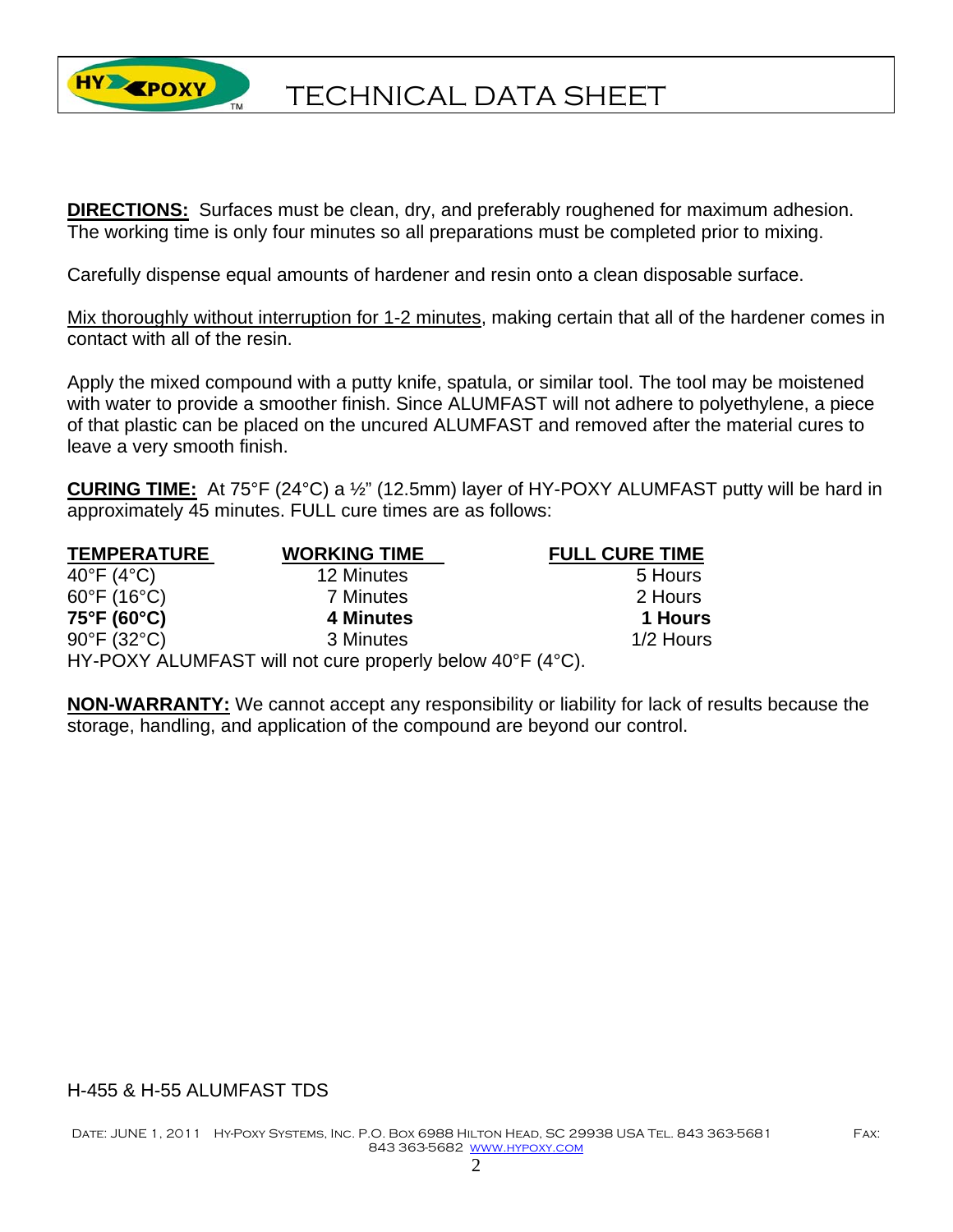**DIRECTIONS:** Surfaces must be clean, dry, and preferably roughened for maximum adhesion. The working time is only four minutes so all preparations must be completed prior to mixing.

Carefully dispense equal amounts of hardener and resin onto a clean disposable surface.

Mix thoroughly without interruption for 1-2 minutes, making certain that all of the hardener comes in contact with all of the resin.

Apply the mixed compound with a putty knife, spatula, or similar tool. The tool may be moistened with water to provide a smoother finish. Since ALUMFAST will not adhere to polyethylene, a piece of that plastic can be placed on the uncured ALUMFAST and removed after the material cures to leave a very smooth finish.

**CURING TIME:** At 75°F (24°C) a ½" (12.5mm) layer of HY-POXY ALUMFAST putty will be hard in approximately 45 minutes. FULL cure times are as follows:

| TEMPERATURE | WORKING TIME | FULL CURE TIME |
|---|---|---|
| 40°F (4°C) | 12 Minutes | 5 Hours |
| 60°F (16°C) | 7 Minutes | 2 Hours |
| **75°F (60°C)** | **4 Minutes** | **1 Hours** |
| 90°F (32°C) | 3 Minutes | 1/2 Hours |

HY-POXY ALUMFAST will not cure properly below 40°F (4°C).

**NON-WARRANTY:** We cannot accept any responsibility or liability for lack of results because the storage, handling, and application of the compound are beyond our control.

H-455 & H-55 ALUMFAST TDS

Date: JUNE 1, 2011 Hy-Poxy Systems, Inc. P.O. Box 6988 Hilton Head, SC 29938 USA Tel. 843 363-5681 Fax: 843 363-5682 www.hypoxy.com